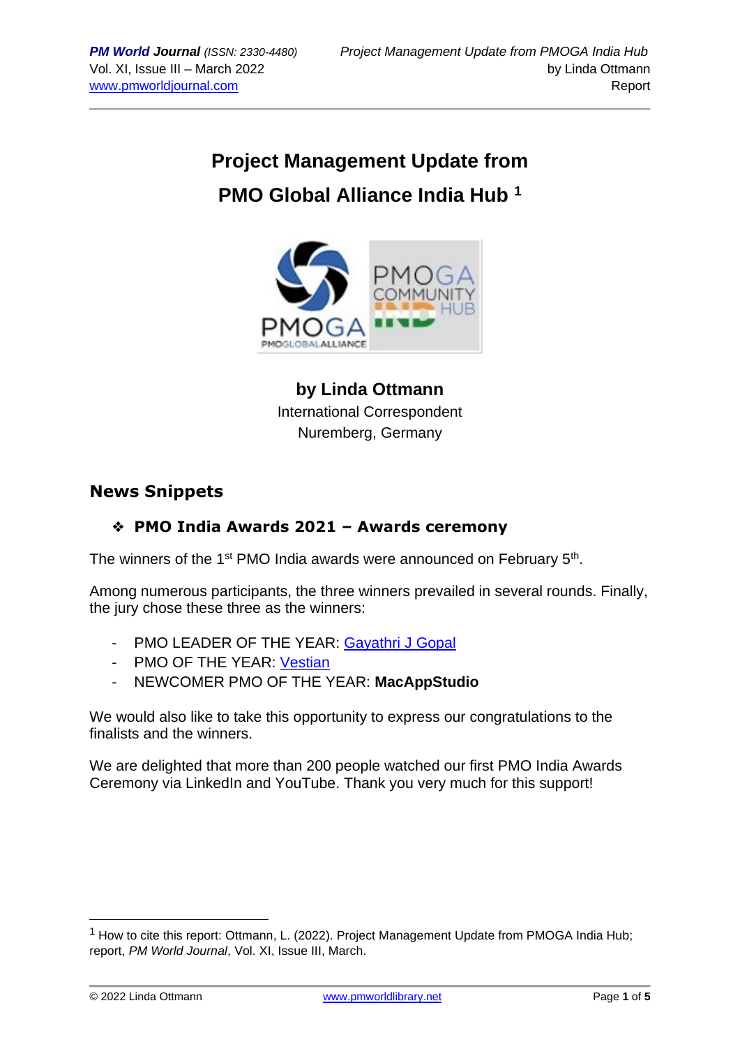# Project Management Update from PMO Global Alliance India Hub [1]

**by Linda Ottmann**
International Correspondent
Nuremberg, Germany

## News Snippets

### ❖ PMO India Awards 2021 – Awards ceremony

The winners of the 1st PMO India awards were announced on February 5th.

Among numerous participants, the three winners prevailed in several rounds. Finally, the jury chose these three as the winners:

- PMO LEADER OF THE YEAR: Gayathri J Gopal
- PMO OF THE YEAR: Vestian
- NEWCOMER PMO OF THE YEAR: **MacAppStudio**

We would also like to take this opportunity to express our congratulations to the finalists and the winners.

We are delighted that more than 200 people watched our first PMO India Awards Ceremony via LinkedIn and YouTube. Thank you very much for this support!

[1] How to cite this report: Ottmann, L. (2022). Project Management Update from PMOGA India Hub; report, *PM World Journal*, Vol. XI, Issue III, March.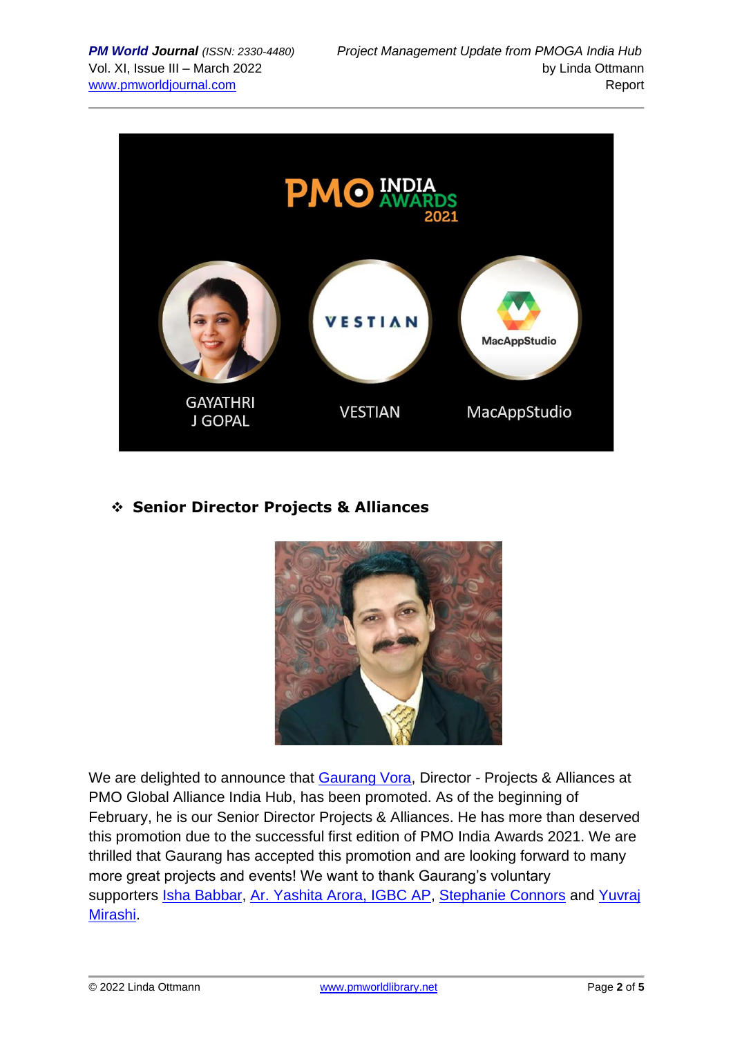### ❖ Senior Director Projects & Alliances

We are delighted to announce that Gaurang Vora, Director - Projects & Alliances at PMO Global Alliance India Hub, has been promoted. As of the beginning of February, he is our Senior Director Projects & Alliances. He has more than deserved this promotion due to the successful first edition of PMO India Awards 2021. We are thrilled that Gaurang has accepted this promotion and are looking forward to many more great projects and events! We want to thank Gaurang's voluntary supporters Isha Babbar, Ar. Yashita Arora, IGBC AP, Stephanie Connors and Yuvraj Mirashi.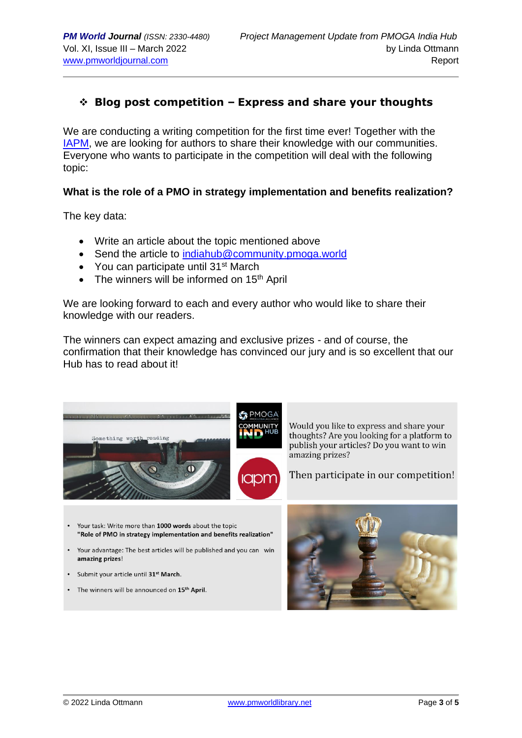## ❖ Blog post competition – Express and share your thoughts

We are conducting a writing competition for the first time ever! Together with the IAPM, we are looking for authors to share their knowledge with our communities. Everyone who wants to participate in the competition will deal with the following topic:

**What is the role of a PMO in strategy implementation and benefits realization?**

The key data:

- Write an article about the topic mentioned above
- Send the article to indiahub@community.pmoga.world
- You can participate until 31st March
- The winners will be informed on 15th April

We are looking forward to each and every author who would like to share their knowledge with our readers.

The winners can expect amazing and exclusive prizes - and of course, the confirmation that their knowledge has convinced our jury and is so excellent that our Hub has to read about it!

Would you like to express and share your thoughts? Are you looking for a platform to publish your articles? Do you want to win amazing prizes?

Then participate in our competition!

- Your task: Write more than **1000 words** about the topic **"Role of PMO in strategy implementation and benefits realization"**
- Your advantage: The best articles will be published and you can win **amazing prizes**!
- Submit your article until **31st March**.
- The winners will be announced on **15th April**.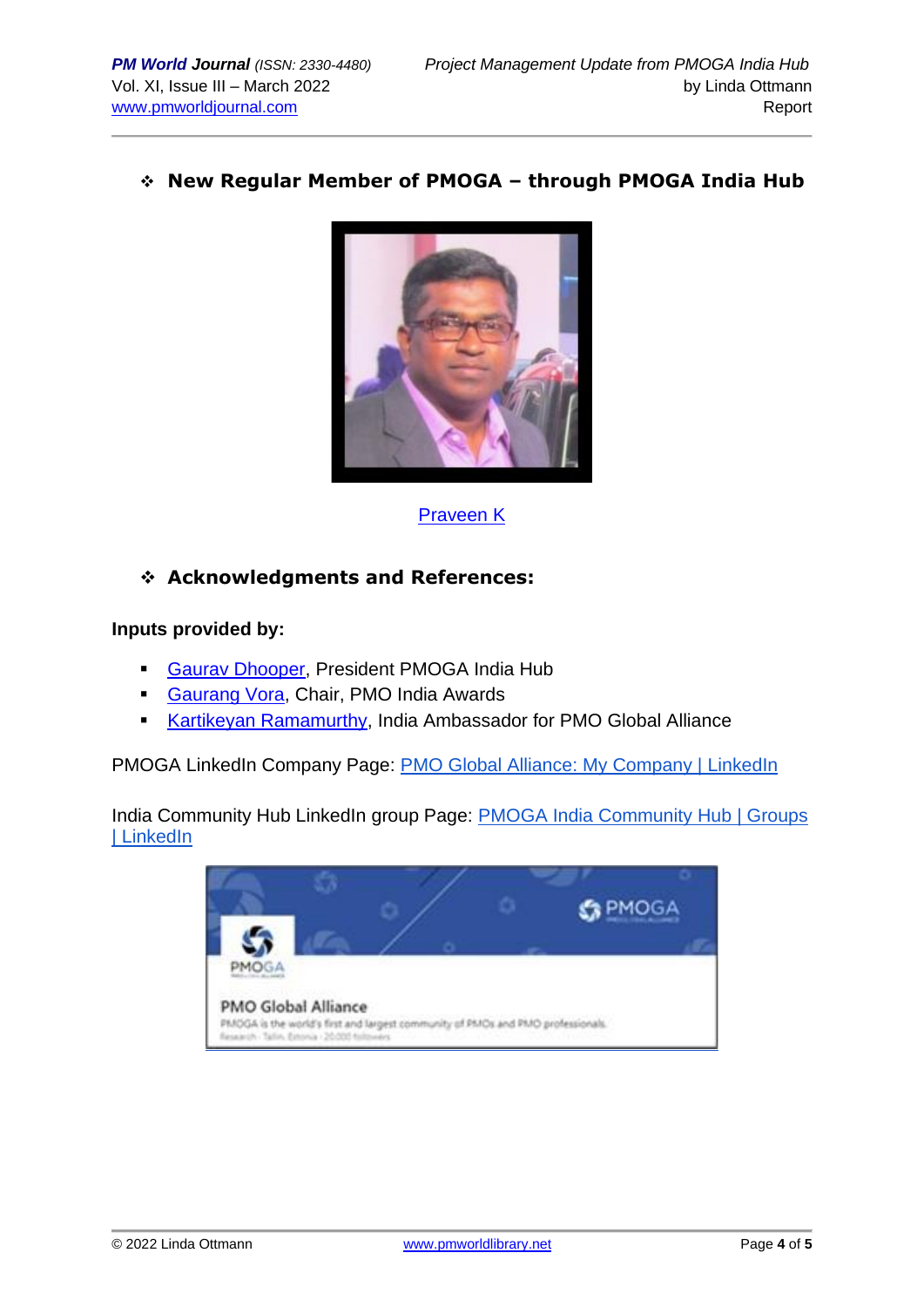## ❖ New Regular Member of PMOGA – through PMOGA India Hub

Praveen K

## ❖ Acknowledgments and References:

**Inputs provided by:**

- Gaurav Dhooper, President PMOGA India Hub
- Gaurang Vora, Chair, PMO India Awards
- Kartikeyan Ramamurthy, India Ambassador for PMO Global Alliance

PMOGA LinkedIn Company Page: PMO Global Alliance: My Company | LinkedIn

India Community Hub LinkedIn group Page: PMOGA India Community Hub | Groups | LinkedIn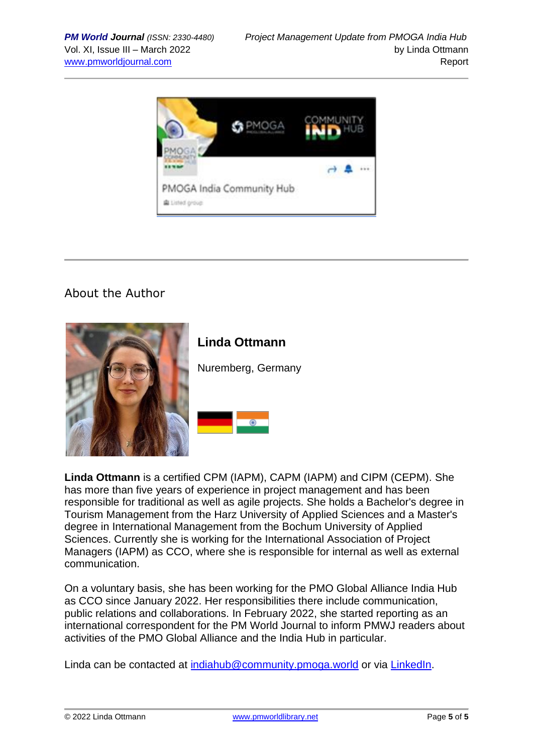## About the Author

**Linda Ottmann**

Nuremberg, Germany

**Linda Ottmann** is a certified CPM (IAPM), CAPM (IAPM) and CIPM (CEPM). She has more than five years of experience in project management and has been responsible for traditional as well as agile projects. She holds a Bachelor's degree in Tourism Management from the Harz University of Applied Sciences and a Master's degree in International Management from the Bochum University of Applied Sciences. Currently she is working for the International Association of Project Managers (IAPM) as CCO, where she is responsible for internal as well as external communication.

On a voluntary basis, she has been working for the PMO Global Alliance India Hub as CCO since January 2022. Her responsibilities there include communication, public relations and collaborations. In February 2022, she started reporting as an international correspondent for the PM World Journal to inform PMWJ readers about activities of the PMO Global Alliance and the India Hub in particular.

Linda can be contacted at indiahub@community.pmoga.world or via LinkedIn.